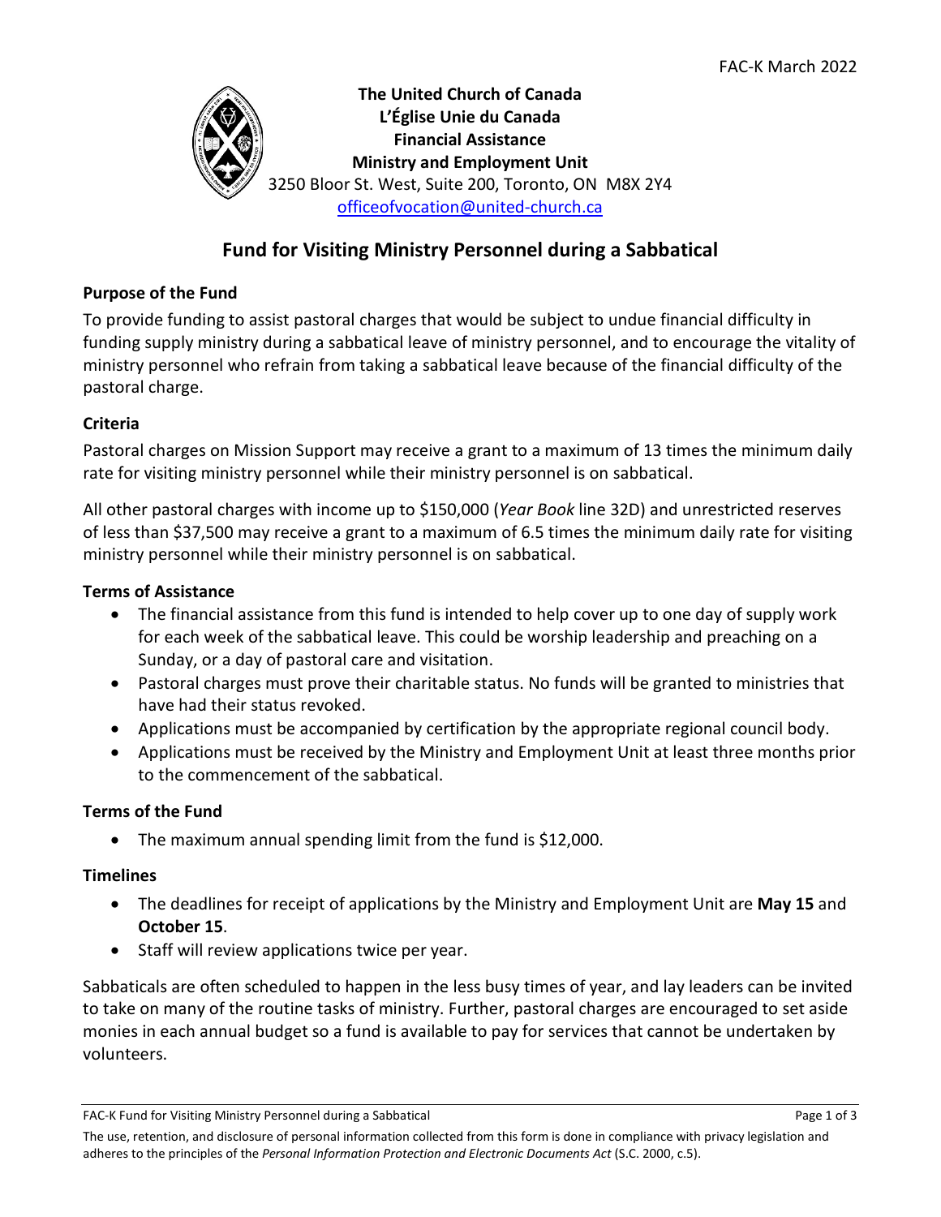FAC-K March 2022

**The United Church of Canada**
**L'Église Unie du Canada**
**Financial Assistance**
**Ministry and Employment Unit**
3250 Bloor St. West, Suite 200, Toronto, ON M8X 2Y4
officeofvocation@united-church.ca

# Fund for Visiting Ministry Personnel during a Sabbatical

### Purpose of the Fund

To provide funding to assist pastoral charges that would be subject to undue financial difficulty in funding supply ministry during a sabbatical leave of ministry personnel, and to encourage the vitality of ministry personnel who refrain from taking a sabbatical leave because of the financial difficulty of the pastoral charge.

### Criteria

Pastoral charges on Mission Support may receive a grant to a maximum of 13 times the minimum daily rate for visiting ministry personnel while their ministry personnel is on sabbatical.

All other pastoral charges with income up to $150,000 (*Year Book* line 32D) and unrestricted reserves of less than $37,500 may receive a grant to a maximum of 6.5 times the minimum daily rate for visiting ministry personnel while their ministry personnel is on sabbatical.

### Terms of Assistance

- The financial assistance from this fund is intended to help cover up to one day of supply work for each week of the sabbatical leave. This could be worship leadership and preaching on a Sunday, or a day of pastoral care and visitation.
- Pastoral charges must prove their charitable status. No funds will be granted to ministries that have had their status revoked.
- Applications must be accompanied by certification by the appropriate regional council body.
- Applications must be received by the Ministry and Employment Unit at least three months prior to the commencement of the sabbatical.

### Terms of the Fund

- The maximum annual spending limit from the fund is $12,000.

### Timelines

- The deadlines for receipt of applications by the Ministry and Employment Unit are **May 15** and **October 15**.
- Staff will review applications twice per year.

Sabbaticals are often scheduled to happen in the less busy times of year, and lay leaders can be invited to take on many of the routine tasks of ministry. Further, pastoral charges are encouraged to set aside monies in each annual budget so a fund is available to pay for services that cannot be undertaken by volunteers.

The use, retention, and disclosure of personal information collected from this form is done in compliance with privacy legislation and adheres to the principles of the *Personal Information Protection and Electronic Documents Act* (S.C. 2000, c.5).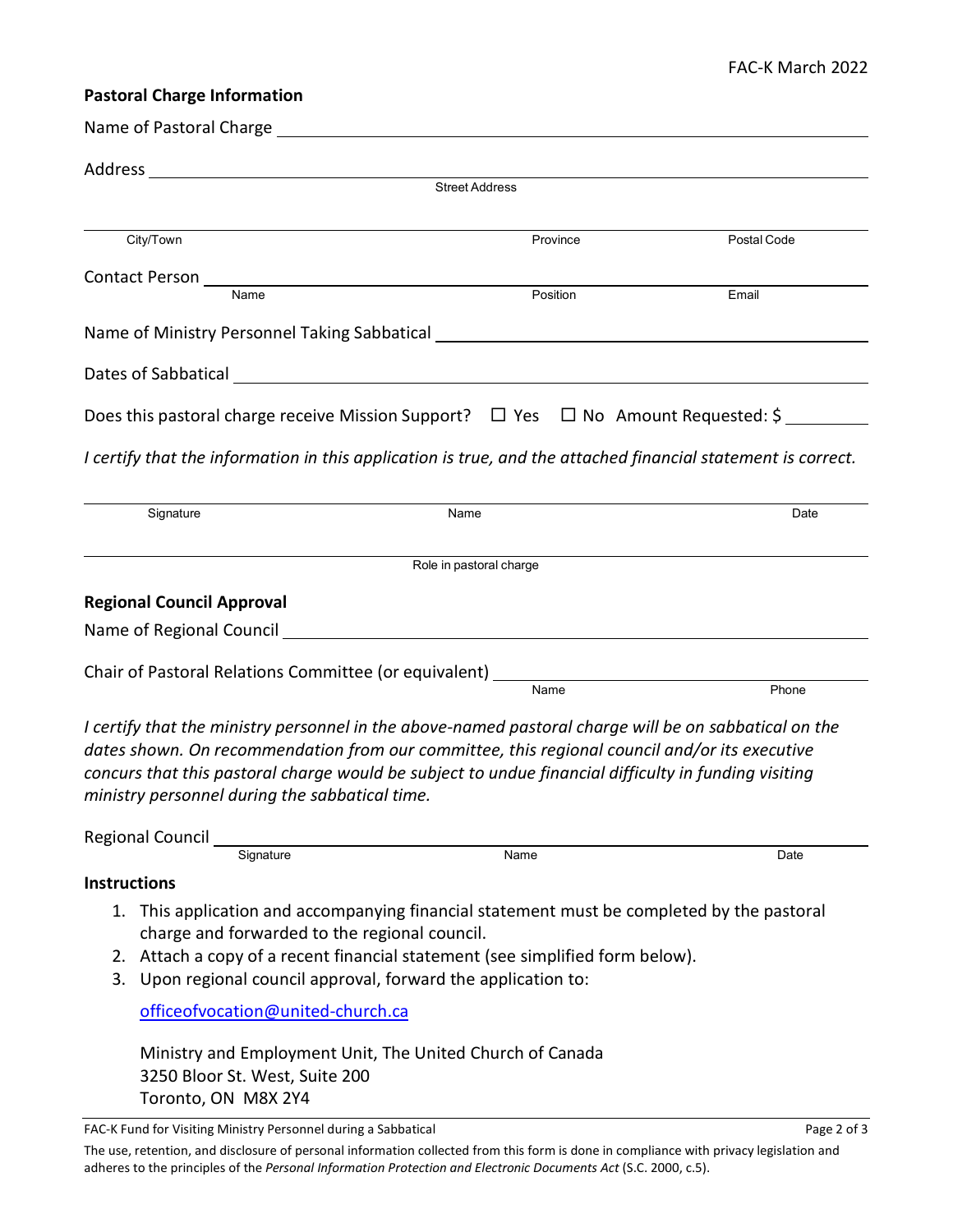## Pastoral Charge Information

Name of Pastoral Charge ______________________________

Address ______________________________
Street Address

______________________________
City/Town | Province | Postal Code

Contact Person ______________________________
Name | Position | Email

Name of Ministry Personnel Taking Sabbatical ______________________________

Dates of Sabbatical ______________________________

Does this pastoral charge receive Mission Support? ☐ Yes ☐ No Amount Requested: $ ________

*I certify that the information in this application is true, and the attached financial statement is correct.*

______________________________
Signature | Name | Date

______________________________
Role in pastoral charge

## Regional Council Approval

Name of Regional Council ______________________________

Chair of Pastoral Relations Committee (or equivalent) ______________________________
Name | Phone

*I certify that the ministry personnel in the above-named pastoral charge will be on sabbatical on the dates shown. On recommendation from our committee, this regional council and/or its executive concurs that this pastoral charge would be subject to undue financial difficulty in funding visiting ministry personnel during the sabbatical time.*

Regional Council ______________________________
Signature | Name | Date

## Instructions

1. This application and accompanying financial statement must be completed by the pastoral charge and forwarded to the regional council.
2. Attach a copy of a recent financial statement (see simplified form below).
3. Upon regional council approval, forward the application to:

   officeofvocation@united-church.ca

   Ministry and Employment Unit, The United Church of Canada
   3250 Bloor St. West, Suite 200
   Toronto, ON M8X 2Y4

The use, retention, and disclosure of personal information collected from this form is done in compliance with privacy legislation and adheres to the principles of the *Personal Information Protection and Electronic Documents Act* (S.C. 2000, c.5).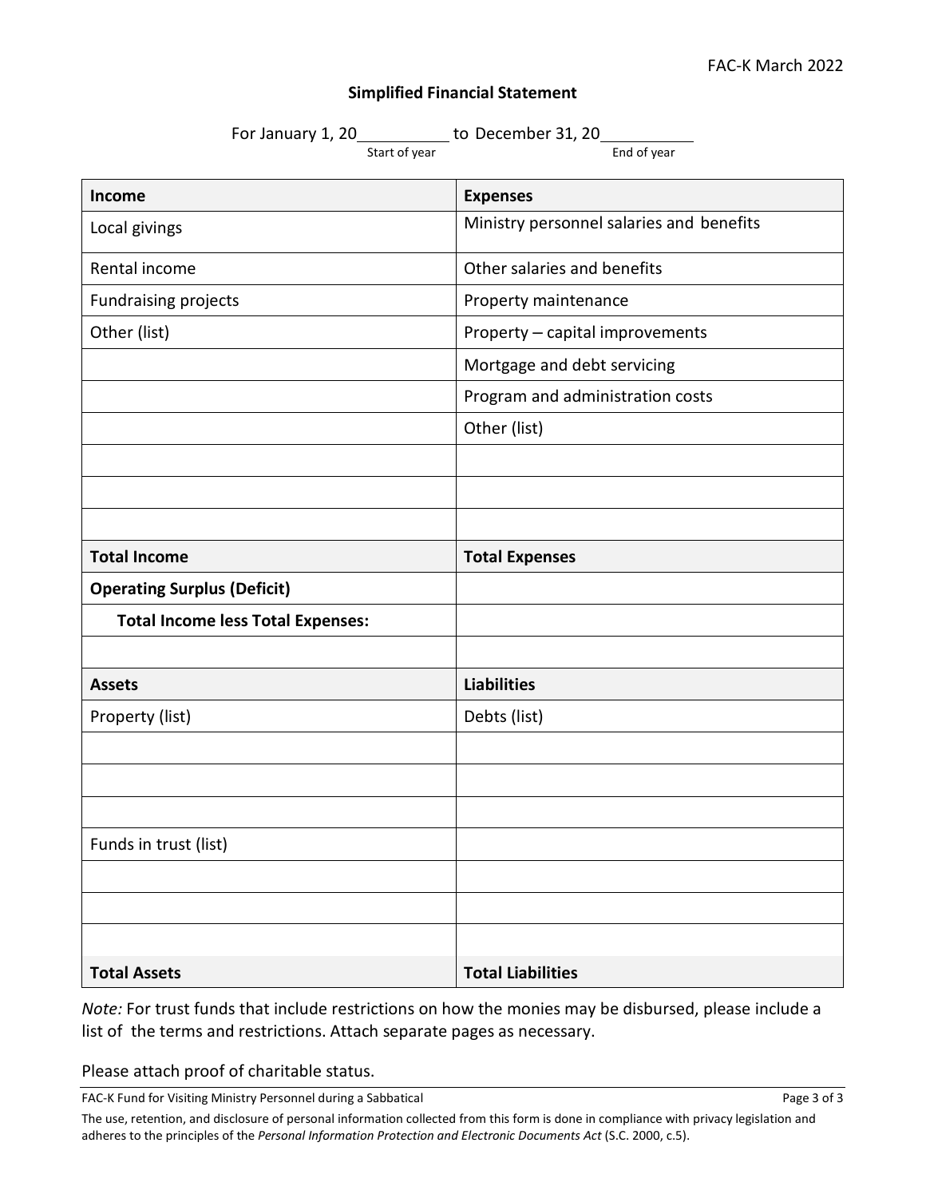FAC-K March 2022

**Simplified Financial Statement**

For January 1, 20\_\_\_\_\_\_\_\_\_\_ to December 31, 20\_\_\_\_\_\_\_\_\_\_
Start of year End of year

| **Income** | **Expenses** |
| --- | --- |
| Local givings | Ministry personnel salaries and benefits |
| Rental income | Other salaries and benefits |
| Fundraising projects | Property maintenance |
| Other (list) | Property – capital improvements |
| | Mortgage and debt servicing |
| | Program and administration costs |
| | Other (list) |
| | |
| | |
| | |
| **Total Income** | **Total Expenses** |
| **Operating Surplus (Deficit)** | |
| **Total Income less Total Expenses:** | |
| | |
| **Assets** | **Liabilities** |
| Property (list) | Debts (list) |
| | |
| | |
| | |
| Funds in trust (list) | |
| | |
| | |
| | |
| **Total Assets** | **Total Liabilities** |

*Note:* For trust funds that include restrictions on how the monies may be disbursed, please include a list of the terms and restrictions. Attach separate pages as necessary.

Please attach proof of charitable status.

The use, retention, and disclosure of personal information collected from this form is done in compliance with privacy legislation and adheres to the principles of the *Personal Information Protection and Electronic Documents Act* (S.C. 2000, c.5).